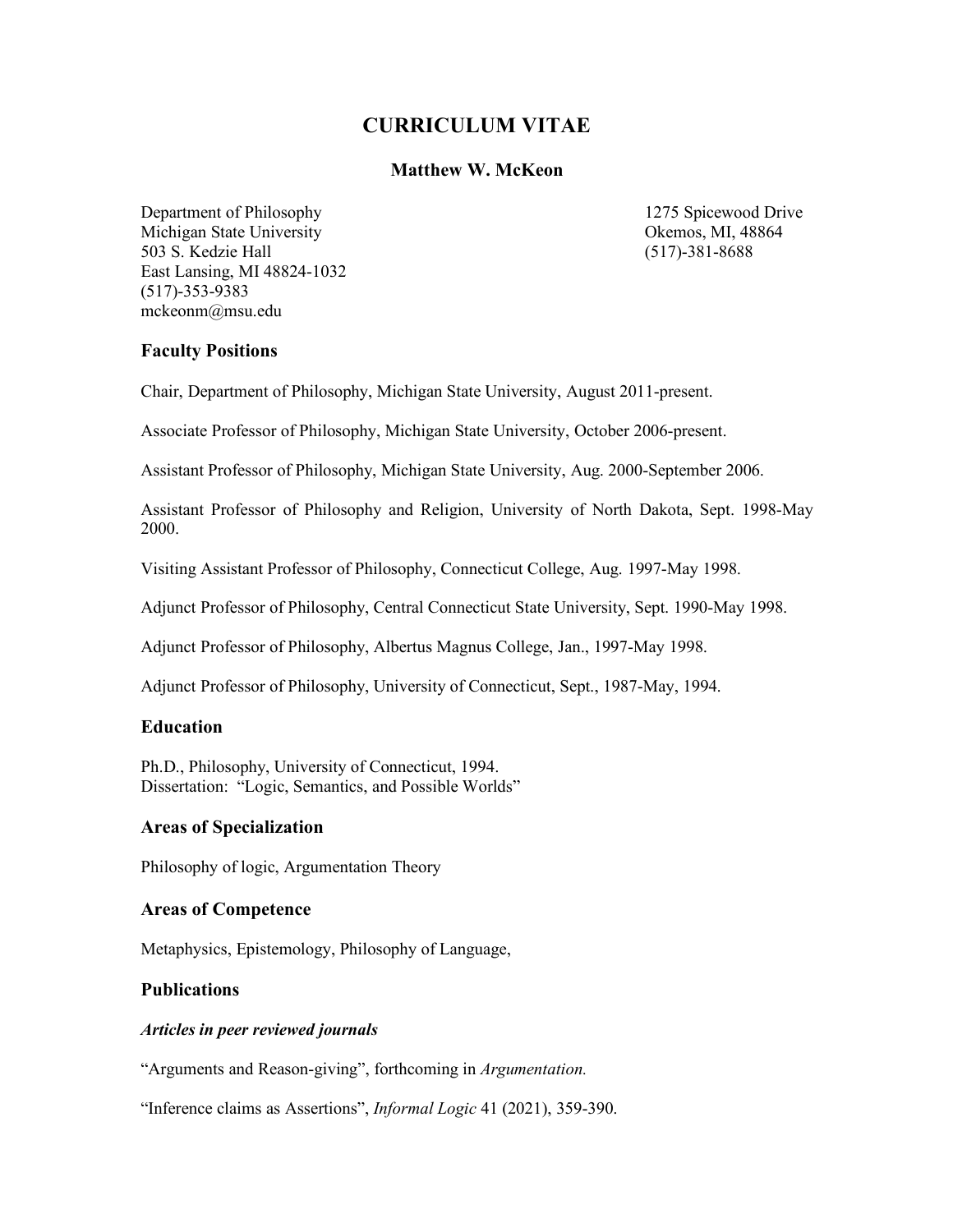# CURRICULUM VITAE

## Matthew W. McKeon

Department of Philosophy
Michigan State University
503 S. Kedzie Hall
East Lansing, MI 48824-1032
(517)-353-9383
mckeonm@msu.edu

1275 Spicewood Drive
Okemos, MI, 48864
(517)-381-8688

### Faculty Positions

Chair, Department of Philosophy, Michigan State University, August 2011-present.

Associate Professor of Philosophy, Michigan State University, October 2006-present.

Assistant Professor of Philosophy, Michigan State University, Aug. 2000-September 2006.

Assistant Professor of Philosophy and Religion, University of North Dakota, Sept. 1998-May 2000.

Visiting Assistant Professor of Philosophy, Connecticut College, Aug. 1997-May 1998.

Adjunct Professor of Philosophy, Central Connecticut State University, Sept. 1990-May 1998.

Adjunct Professor of Philosophy, Albertus Magnus College, Jan., 1997-May 1998.

Adjunct Professor of Philosophy, University of Connecticut, Sept., 1987-May, 1994.

### Education

Ph.D., Philosophy, University of Connecticut, 1994.
Dissertation: "Logic, Semantics, and Possible Worlds"

### Areas of Specialization

Philosophy of logic, Argumentation Theory

### Areas of Competence

Metaphysics, Epistemology, Philosophy of Language,

### Publications

***Articles in peer reviewed journals***

"Arguments and Reason-giving", forthcoming in *Argumentation.*

"Inference claims as Assertions", *Informal Logic* 41 (2021), 359-390.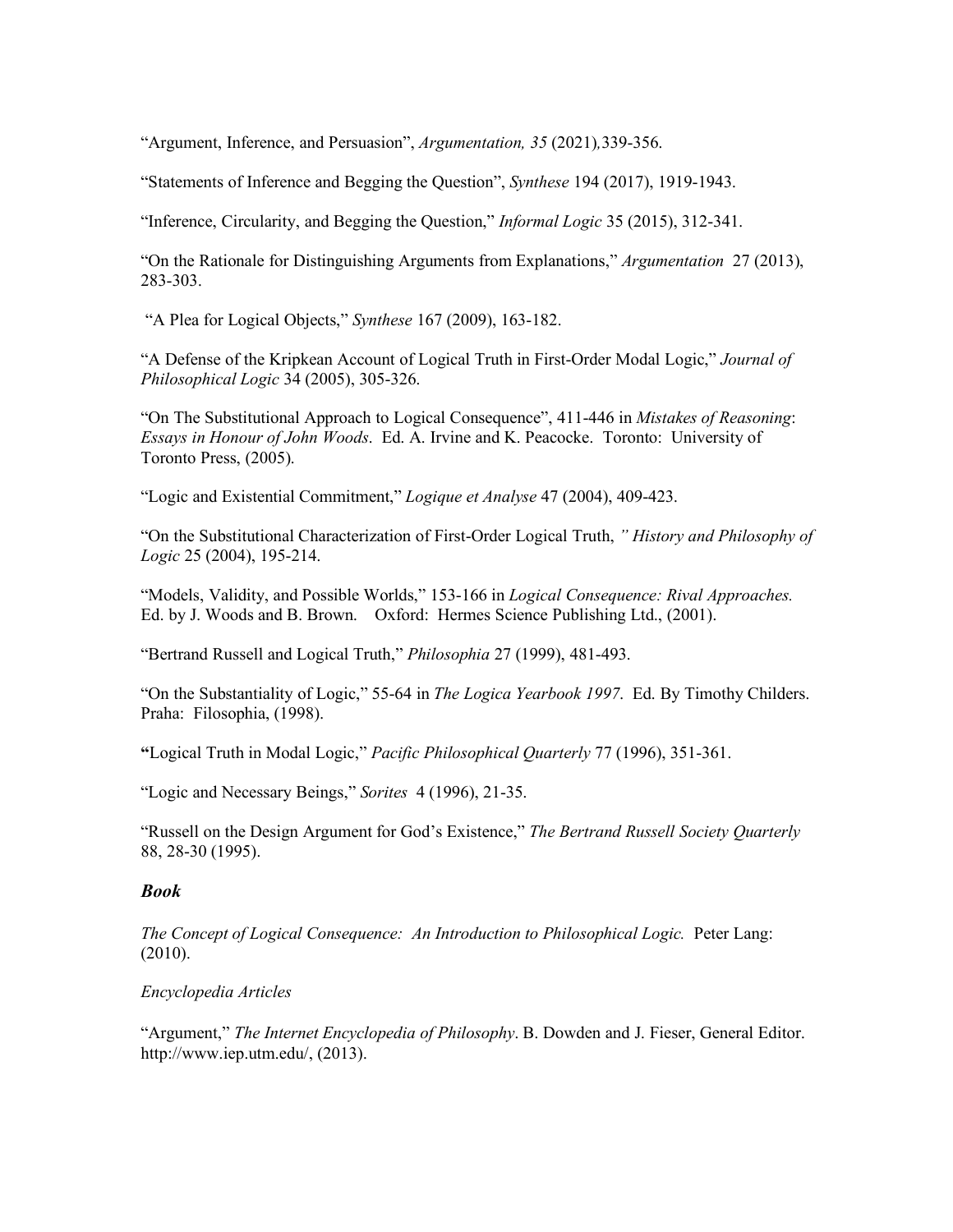"Argument, Inference, and Persuasion", *Argumentation, 35* (2021), 339-356.

"Statements of Inference and Begging the Question", *Synthese* 194 (2017), 1919-1943.

"Inference, Circularity, and Begging the Question," *Informal Logic* 35 (2015), 312-341.

"On the Rationale for Distinguishing Arguments from Explanations," *Argumentation* 27 (2013), 283-303.

"A Plea for Logical Objects," *Synthese* 167 (2009), 163-182.

"A Defense of the Kripkean Account of Logical Truth in First-Order Modal Logic," *Journal of Philosophical Logic* 34 (2005), 305-326.

"On The Substitutional Approach to Logical Consequence", 411-446 in *Mistakes of Reasoning: Essays in Honour of John Woods*. Ed. A. Irvine and K. Peacocke. Toronto: University of Toronto Press, (2005).

"Logic and Existential Commitment," *Logique et Analyse* 47 (2004), 409-423.

"On the Substitutional Characterization of First-Order Logical Truth, " *History and Philosophy of Logic* 25 (2004), 195-214.

"Models, Validity, and Possible Worlds," 153-166 in *Logical Consequence: Rival Approaches.* Ed. by J. Woods and B. Brown. Oxford: Hermes Science Publishing Ltd., (2001).

"Bertrand Russell and Logical Truth," *Philosophia* 27 (1999), 481-493.

"On the Substantiality of Logic," 55-64 in *The Logica Yearbook 1997*. Ed. By Timothy Childers. Praha: Filosophia, (1998).

"Logical Truth in Modal Logic," *Pacific Philosophical Quarterly* 77 (1996), 351-361.

"Logic and Necessary Beings," *Sorites* 4 (1996), 21-35.

"Russell on the Design Argument for God's Existence," *The Bertrand Russell Society Quarterly* 88, 28-30 (1995).

### ***Book***

*The Concept of Logical Consequence: An Introduction to Philosophical Logic.* Peter Lang: (2010).

*Encyclopedia Articles*

"Argument," *The Internet Encyclopedia of Philosophy*. B. Dowden and J. Fieser, General Editor. http://www.iep.utm.edu/, (2013).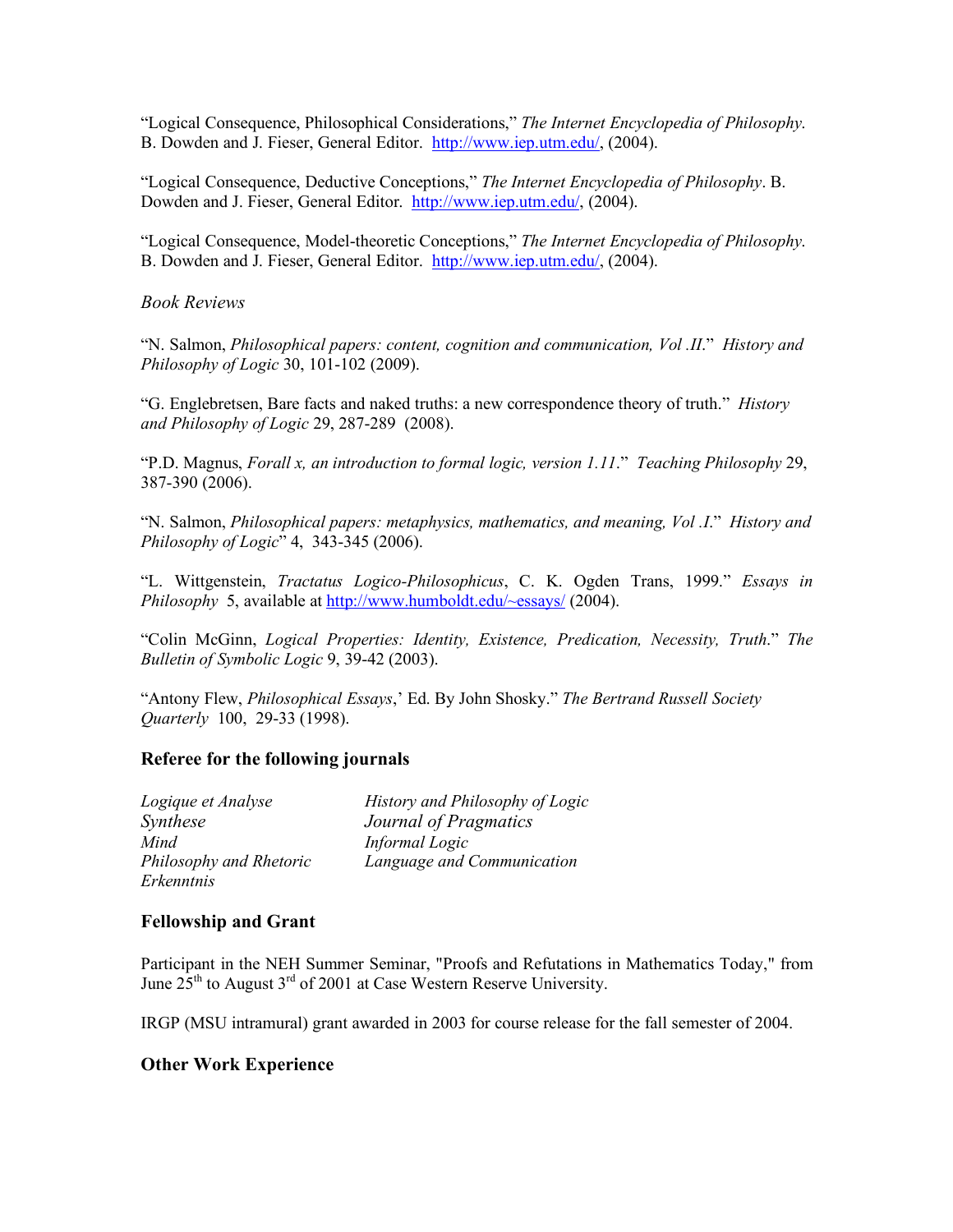"Logical Consequence, Philosophical Considerations," *The Internet Encyclopedia of Philosophy*. B. Dowden and J. Fieser, General Editor. http://www.iep.utm.edu/, (2004).

"Logical Consequence, Deductive Conceptions," *The Internet Encyclopedia of Philosophy*. B. Dowden and J. Fieser, General Editor. http://www.iep.utm.edu/, (2004).

"Logical Consequence, Model-theoretic Conceptions," *The Internet Encyclopedia of Philosophy*. B. Dowden and J. Fieser, General Editor. http://www.iep.utm.edu/, (2004).

*Book Reviews*

"N. Salmon, *Philosophical papers: content, cognition and communication, Vol .II*." *History and Philosophy of Logic* 30, 101-102 (2009).

"G. Englebretsen, Bare facts and naked truths: a new correspondence theory of truth." *History and Philosophy of Logic* 29, 287-289 (2008).

"P.D. Magnus, *Forall x, an introduction to formal logic, version 1.11*." *Teaching Philosophy* 29, 387-390 (2006).

"N. Salmon, *Philosophical papers: metaphysics, mathematics, and meaning, Vol .I*." *History and Philosophy of Logic*" 4, 343-345 (2006).

"L. Wittgenstein, *Tractatus Logico-Philosophicus*, C. K. Ogden Trans, 1999." *Essays in Philosophy* 5, available at http://www.humboldt.edu/~essays/ (2004).

"Colin McGinn, *Logical Properties: Identity, Existence, Predication, Necessity, Truth*." *The Bulletin of Symbolic Logic* 9, 39-42 (2003).

"Antony Flew, *Philosophical Essays*,' Ed. By John Shosky." *The Bertrand Russell Society Quarterly* 100, 29-33 (1998).

## Referee for the following journals

*Logique et Analyse*
*Synthese*
*Mind*
*Philosophy and Rhetoric*
*Erkenntnis*
*History and Philosophy of Logic*
*Journal of Pragmatics*
*Informal Logic*
*Language and Communication*

## Fellowship and Grant

Participant in the NEH Summer Seminar, "Proofs and Refutations in Mathematics Today," from June 25th to August 3rd of 2001 at Case Western Reserve University.

IRGP (MSU intramural) grant awarded in 2003 for course release for the fall semester of 2004.

## Other Work Experience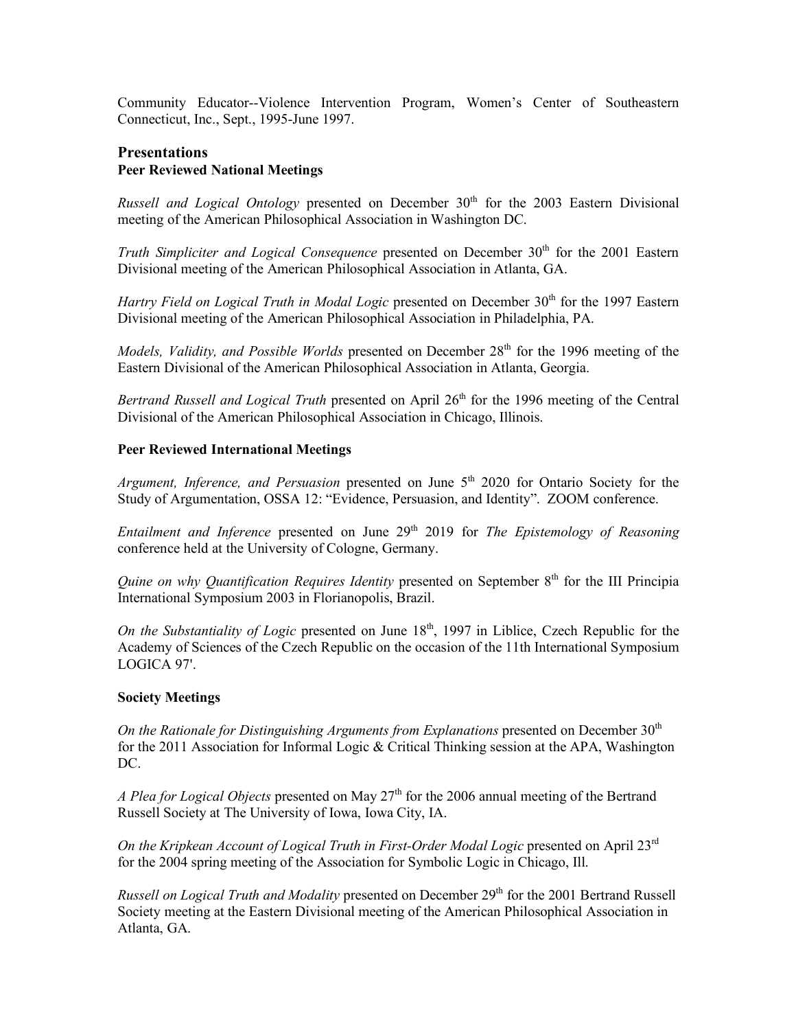Community Educator--Violence Intervention Program, Women's Center of Southeastern Connecticut, Inc., Sept., 1995-June 1997.

## Presentations

### Peer Reviewed National Meetings

*Russell and Logical Ontology* presented on December 30th for the 2003 Eastern Divisional meeting of the American Philosophical Association in Washington DC.

*Truth Simpliciter and Logical Consequence* presented on December 30th for the 2001 Eastern Divisional meeting of the American Philosophical Association in Atlanta, GA.

*Hartry Field on Logical Truth in Modal Logic* presented on December 30th for the 1997 Eastern Divisional meeting of the American Philosophical Association in Philadelphia, PA.

*Models, Validity, and Possible Worlds* presented on December 28th for the 1996 meeting of the Eastern Divisional of the American Philosophical Association in Atlanta, Georgia.

*Bertrand Russell and Logical Truth* presented on April 26th for the 1996 meeting of the Central Divisional of the American Philosophical Association in Chicago, Illinois.

### Peer Reviewed International Meetings

*Argument, Inference, and Persuasion* presented on June 5th 2020 for Ontario Society for the Study of Argumentation, OSSA 12: "Evidence, Persuasion, and Identity". ZOOM conference.

*Entailment and Inference* presented on June 29th 2019 for *The Epistemology of Reasoning* conference held at the University of Cologne, Germany.

*Quine on why Quantification Requires Identity* presented on September 8th for the III Principia International Symposium 2003 in Florianopolis, Brazil.

*On the Substantiality of Logic* presented on June 18th, 1997 in Liblice, Czech Republic for the Academy of Sciences of the Czech Republic on the occasion of the 11th International Symposium LOGICA 97'.

### Society Meetings

*On the Rationale for Distinguishing Arguments from Explanations* presented on December 30th for the 2011 Association for Informal Logic & Critical Thinking session at the APA, Washington DC.

*A Plea for Logical Objects* presented on May 27th for the 2006 annual meeting of the Bertrand Russell Society at The University of Iowa, Iowa City, IA.

*On the Kripkean Account of Logical Truth in First-Order Modal Logic* presented on April 23rd for the 2004 spring meeting of the Association for Symbolic Logic in Chicago, Ill.

*Russell on Logical Truth and Modality* presented on December 29th for the 2001 Bertrand Russell Society meeting at the Eastern Divisional meeting of the American Philosophical Association in Atlanta, GA.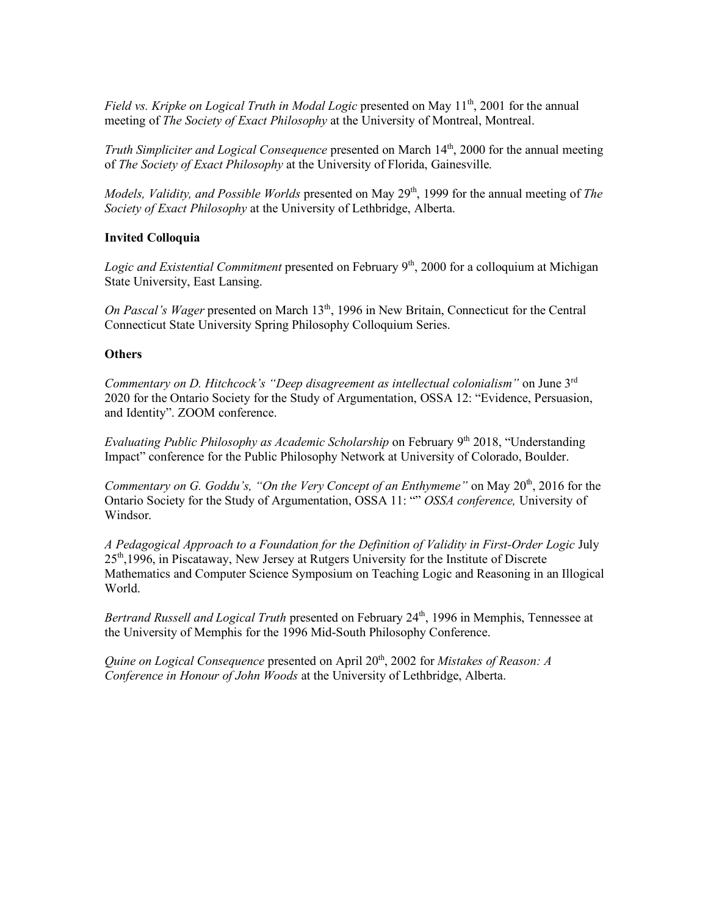*Field vs. Kripke on Logical Truth in Modal Logic* presented on May 11th, 2001 for the annual meeting of *The Society of Exact Philosophy* at the University of Montreal, Montreal.

*Truth Simpliciter and Logical Consequence* presented on March 14th, 2000 for the annual meeting of *The Society of Exact Philosophy* at the University of Florida, Gainesville.

*Models, Validity, and Possible Worlds* presented on May 29th, 1999 for the annual meeting of *The Society of Exact Philosophy* at the University of Lethbridge, Alberta.

**Invited Colloquia**

*Logic and Existential Commitment* presented on February 9th, 2000 for a colloquium at Michigan State University, East Lansing.

*On Pascal's Wager* presented on March 13th, 1996 in New Britain, Connecticut for the Central Connecticut State University Spring Philosophy Colloquium Series.

**Others**

*Commentary on D. Hitchcock's "Deep disagreement as intellectual colonialism"* on June 3rd 2020 for the Ontario Society for the Study of Argumentation, OSSA 12: "Evidence, Persuasion, and Identity". ZOOM conference.

*Evaluating Public Philosophy as Academic Scholarship* on February 9th 2018, "Understanding Impact" conference for the Public Philosophy Network at University of Colorado, Boulder.

*Commentary on G. Goddu's, "On the Very Concept of an Enthymeme"* on May 20th, 2016 for the Ontario Society for the Study of Argumentation, OSSA 11: "" *OSSA conference,* University of Windsor.

*A Pedagogical Approach to a Foundation for the Definition of Validity in First-Order Logic* July 25th,1996, in Piscataway, New Jersey at Rutgers University for the Institute of Discrete Mathematics and Computer Science Symposium on Teaching Logic and Reasoning in an Illogical World.

*Bertrand Russell and Logical Truth* presented on February 24th, 1996 in Memphis, Tennessee at the University of Memphis for the 1996 Mid-South Philosophy Conference.

*Quine on Logical Consequence* presented on April 20th, 2002 for *Mistakes of Reason: A Conference in Honour of John Woods* at the University of Lethbridge, Alberta.